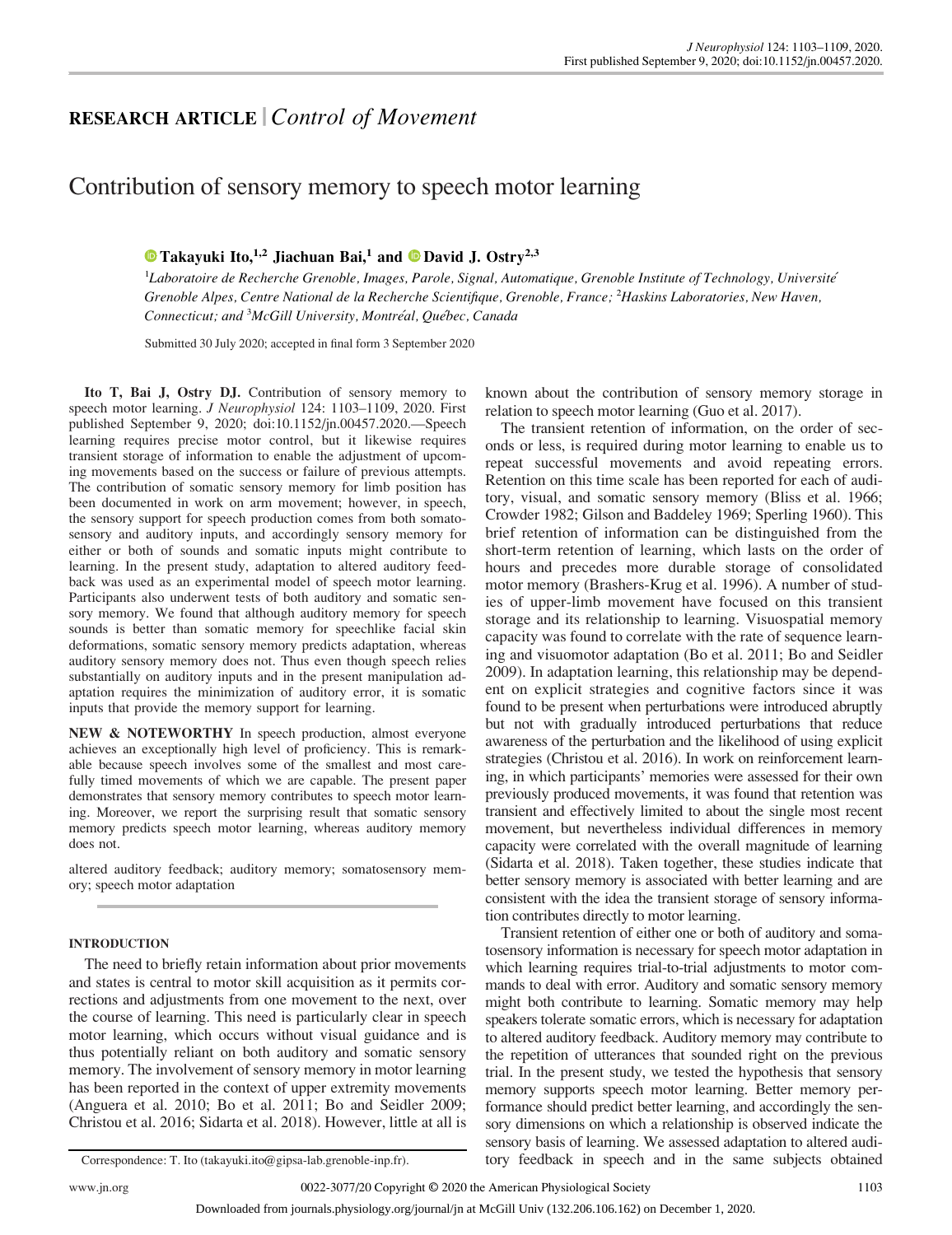RESEARCH ARTICLE | *Control of Movement*

# Contribution of sensory memory to speech motor learning

**Takayuki Ito,[1,2] Jiachuan Bai,[1] and David J. Ostry[2,3]**

[1]*Laboratoire de Recherche Grenoble, Images, Parole, Signal, Automatique, Grenoble Institute of Technology, Université Grenoble Alpes, Centre National de la Recherche Scientifique, Grenoble, France;* [2]*Haskins Laboratories, New Haven, Connecticut; and* [3]*McGill University, Montréal, Québec, Canada*

Submitted 30 July 2020; accepted in final form 3 September 2020

**Ito T, Bai J, Ostry DJ.** Contribution of sensory memory to speech motor learning. *J Neurophysiol* 124: 1103–1109, 2020. First published September 9, 2020; doi:10.1152/jn.00457.2020.—Speech learning requires precise motor control, but it likewise requires transient storage of information to enable the adjustment of upcoming movements based on the success or failure of previous attempts. The contribution of somatic sensory memory for limb position has been documented in work on arm movement; however, in speech, the sensory support for speech production comes from both somatosensory and auditory inputs, and accordingly sensory memory for either or both of sounds and somatic inputs might contribute to learning. In the present study, adaptation to altered auditory feedback was used as an experimental model of speech motor learning. Participants also underwent tests of both auditory and somatic sensory memory. We found that although auditory memory for speech sounds is better than somatic memory for speechlike facial skin deformations, somatic sensory memory predicts adaptation, whereas auditory sensory memory does not. Thus even though speech relies substantially on auditory inputs and in the present manipulation adaptation requires the minimization of auditory error, it is somatic inputs that provide the memory support for learning.

**NEW & NOTEWORTHY** In speech production, almost everyone achieves an exceptionally high level of proficiency. This is remarkable because speech involves some of the smallest and most carefully timed movements of which we are capable. The present paper demonstrates that sensory memory contributes to speech motor learning. Moreover, we report the surprising result that somatic sensory memory predicts speech motor learning, whereas auditory memory does not.

altered auditory feedback; auditory memory; somatosensory memory; speech motor adaptation

## INTRODUCTION

The need to briefly retain information about prior movements and states is central to motor skill acquisition as it permits corrections and adjustments from one movement to the next, over the course of learning. This need is particularly clear in speech motor learning, which occurs without visual guidance and is thus potentially reliant on both auditory and somatic sensory memory. The involvement of sensory memory in motor learning has been reported in the context of upper extremity movements (Anguera et al. 2010; Bo et al. 2011; Bo and Seidler 2009; Christou et al. 2016; Sidarta et al. 2018). However, little at all is known about the contribution of sensory memory storage in relation to speech motor learning (Guo et al. 2017).

The transient retention of information, on the order of seconds or less, is required during motor learning to enable us to repeat successful movements and avoid repeating errors. Retention on this time scale has been reported for each of auditory, visual, and somatic sensory memory (Bliss et al. 1966; Crowder 1982; Gilson and Baddeley 1969; Sperling 1960). This brief retention of information can be distinguished from the short-term retention of learning, which lasts on the order of hours and precedes more durable storage of consolidated motor memory (Brashers-Krug et al. 1996). A number of studies of upper-limb movement have focused on this transient storage and its relationship to learning. Visuospatial memory capacity was found to correlate with the rate of sequence learning and visuomotor adaptation (Bo et al. 2011; Bo and Seidler 2009). In adaptation learning, this relationship may be dependent on explicit strategies and cognitive factors since it was found to be present when perturbations were introduced abruptly but not with gradually introduced perturbations that reduce awareness of the perturbation and the likelihood of using explicit strategies (Christou et al. 2016). In work on reinforcement learning, in which participants' memories were assessed for their own previously produced movements, it was found that retention was transient and effectively limited to about the single most recent movement, but nevertheless individual differences in memory capacity were correlated with the overall magnitude of learning (Sidarta et al. 2018). Taken together, these studies indicate that better sensory memory is associated with better learning and are consistent with the idea the transient storage of sensory information contributes directly to motor learning.

Transient retention of either one or both of auditory and somatosensory information is necessary for speech motor adaptation in which learning requires trial-to-trial adjustments to motor commands to deal with error. Auditory and somatic sensory memory might both contribute to learning. Somatic memory may help speakers tolerate somatic errors, which is necessary for adaptation to altered auditory feedback. Auditory memory may contribute to the repetition of utterances that sounded right on the previous trial. In the present study, we tested the hypothesis that sensory memory supports speech motor learning. Better memory performance should predict better learning, and accordingly the sensory dimensions on which a relationship is observed indicate the sensory basis of learning. We assessed adaptation to altered auditory feedback in speech and in the same subjects obtained

Correspondence: T. Ito (takayuki.ito@gipsa-lab.grenoble-inp.fr).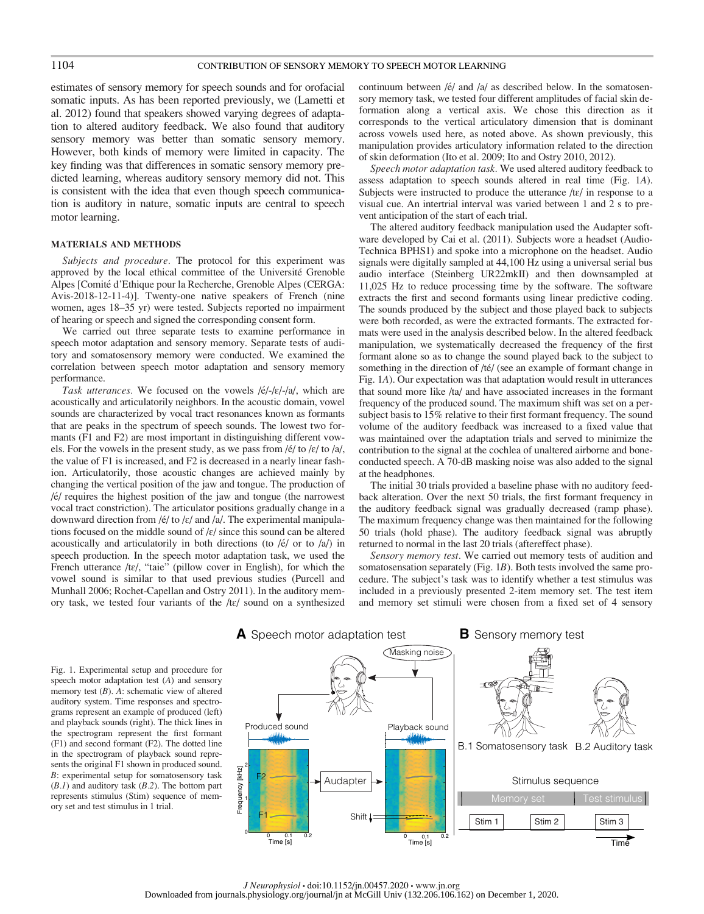estimates of sensory memory for speech sounds and for orofacial somatic inputs. As has been reported previously, we (Lametti et al. 2012) found that speakers showed varying degrees of adaptation to altered auditory feedback. We also found that auditory sensory memory was better than somatic sensory memory. However, both kinds of memory were limited in capacity. The key finding was that differences in somatic sensory memory predicted learning, whereas auditory sensory memory did not. This is consistent with the idea that even though speech communication is auditory in nature, somatic inputs are central to speech motor learning.

## MATERIALS AND METHODS

*Subjects and procedure.* The protocol for this experiment was approved by the local ethical committee of the Université Grenoble Alpes [Comité d'Ethique pour la Recherche, Grenoble Alpes (CERGA: Avis-2018-12-11-4)]. Twenty-one native speakers of French (nine women, ages 18–35 yr) were tested. Subjects reported no impairment of hearing or speech and signed the corresponding consent form.

We carried out three separate tests to examine performance in speech motor adaptation and sensory memory. Separate tests of auditory and somatosensory memory were conducted. We examined the correlation between speech motor adaptation and sensory memory performance.

*Task utterances.* We focused on the vowels /é/-/ɛ/-/a/, which are acoustically and articulatorily neighbors. In the acoustic domain, vowel sounds are characterized by vocal tract resonances known as formants that are peaks in the spectrum of speech sounds. The lowest two formants (F1 and F2) are most important in distinguishing different vowels. For the vowels in the present study, as we pass from /é/ to /ɛ/ to /a/, the value of F1 is increased, and F2 is decreased in a nearly linear fashion. Articulatorily, those acoustic changes are achieved mainly by changing the vertical position of the jaw and tongue. The production of /é/ requires the highest position of the jaw and tongue (the narrowest vocal tract constriction). The articulator positions gradually change in a downward direction from /é/ to /ɛ/ and /a/. The experimental manipulations focused on the middle sound of /ɛ/ since this sound can be altered acoustically and articulatorily in both directions (to /é/ or to /a/) in speech production. In the speech motor adaptation task, we used the French utterance /tɛ/, "taie" (pillow cover in English), for which the vowel sound is similar to that used previous studies (Purcell and Munhall 2006; Rochet-Capellan and Ostry 2011). In the auditory memory task, we tested four variants of the /tɛ/ sound on a synthesized continuum between /é/ and /a/ as described below. In the somatosensory memory task, we tested four different amplitudes of facial skin deformation along a vertical axis. We chose this direction as it corresponds to the vertical articulatory dimension that is dominant across vowels used here, as noted above. As shown previously, this manipulation provides articulatory information related to the direction of skin deformation (Ito et al. 2009; Ito and Ostry 2010, 2012).

*Speech motor adaptation task.* We used altered auditory feedback to assess adaptation to speech sounds altered in real time (Fig. 1*A*). Subjects were instructed to produce the utterance /tɛ/ in response to a visual cue. An intertrial interval was varied between 1 and 2 s to prevent anticipation of the start of each trial.

The altered auditory feedback manipulation used the Audapter software developed by Cai et al. (2011). Subjects wore a headset (Audio-Technica BPHS1) and spoke into a microphone on the headset. Audio signals were digitally sampled at 44,100 Hz using a universal serial bus audio interface (Steinberg UR22mkII) and then downsampled at 11,025 Hz to reduce processing time by the software. The software extracts the first and second formants using linear predictive coding. The sounds produced by the subject and those played back to subjects were both recorded, as were the extracted formants. The extracted formats were used in the analysis described below. In the altered feedback manipulation, we systematically decreased the frequency of the first formant alone so as to change the sound played back to the subject to something in the direction of /té/ (see an example of formant change in Fig. 1*A*). Our expectation was that adaptation would result in utterances that sound more like /ta/ and have associated increases in the formant frequency of the produced sound. The maximum shift was set on a per-subject basis to 15% relative to their first formant frequency. The sound volume of the auditory feedback was increased to a fixed value that was maintained over the adaptation trials and served to minimize the contribution to the signal at the cochlea of unaltered airborne and bone-conducted speech. A 70-dB masking noise was also added to the signal at the headphones.

The initial 30 trials provided a baseline phase with no auditory feedback alteration. Over the next 50 trials, the first formant frequency in the auditory feedback signal was gradually decreased (ramp phase). The maximum frequency change was then maintained for the following 50 trials (hold phase). The auditory feedback signal was abruptly returned to normal in the last 20 trials (aftereffect phase).

*Sensory memory test.* We carried out memory tests of audition and somatosensation separately (Fig. 1*B*). Both tests involved the same procedure. The subject's task was to identify whether a test stimulus was included in a previously presented 2-item memory set. The test item and memory set stimuli were chosen from a fixed set of 4 sensory

Fig. 1. Experimental setup and procedure for speech motor adaptation test (*A*) and sensory memory test (*B*). *A*: schematic view of altered auditory system. Time responses and spectrograms represent an example of produced (left) and playback sounds (right). The thick lines in the spectrogram represent the first formant (F1) and second formant (F2). The dotted line in the spectrogram of playback sound represents the original F1 shown in produced sound. *B*: experimental setup for somatosensory task (*B.1*) and auditory task (*B.2*). The bottom part represents stimulus (Stim) sequence of memory set and test stimulus in 1 trial.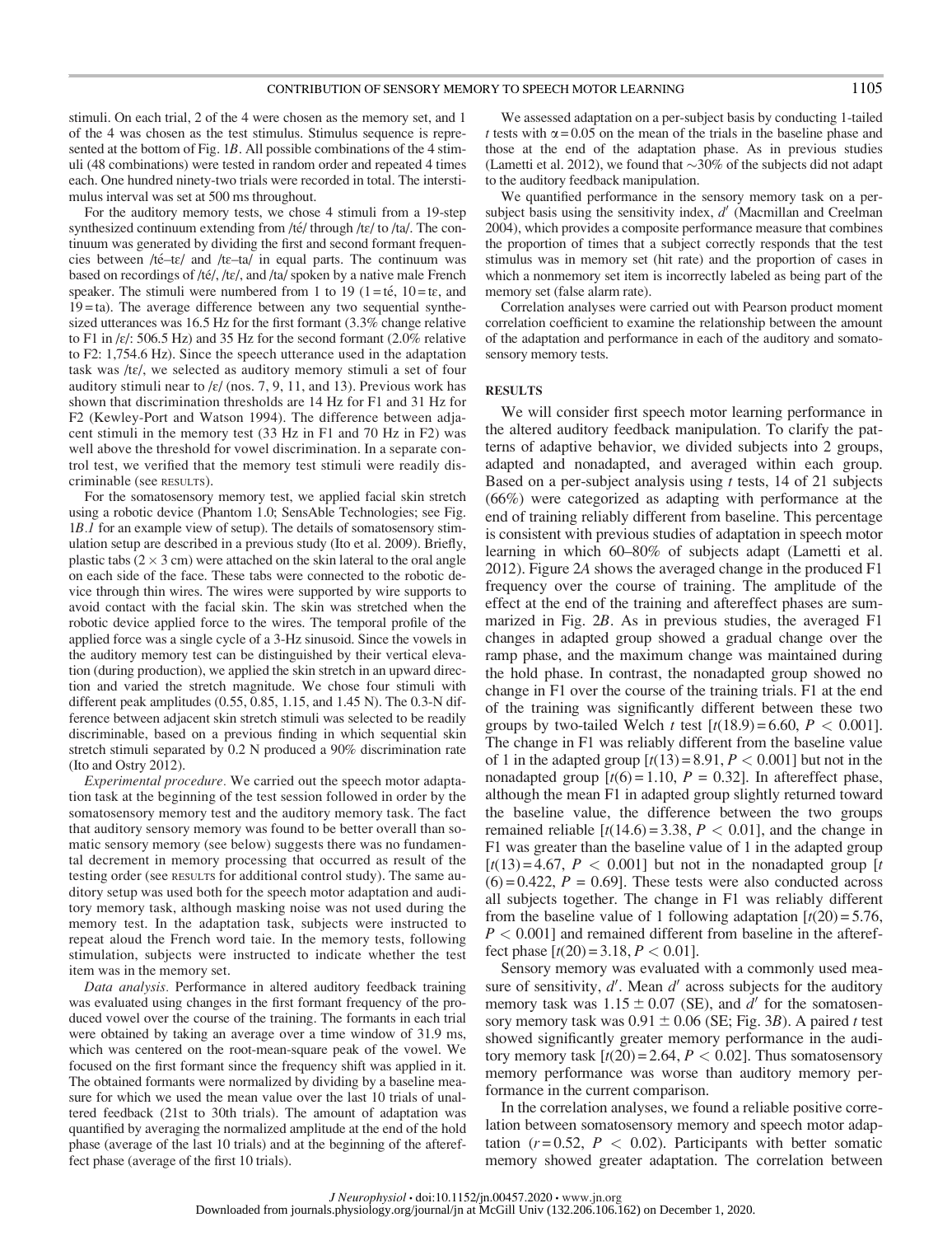stimuli. On each trial, 2 of the 4 were chosen as the memory set, and 1 of the 4 was chosen as the test stimulus. Stimulus sequence is represented at the bottom of Fig. 1*B*. All possible combinations of the 4 stimuli (48 combinations) were tested in random order and repeated 4 times each. One hundred ninety-two trials were recorded in total. The interstimulus interval was set at 500 ms throughout.

For the auditory memory tests, we chose 4 stimuli from a 19-step synthesized continuum extending from /té/ through /tɛ/ to /ta/. The continuum was generated by dividing the first and second formant frequencies between /té–tɛ/ and /tɛ–ta/ in equal parts. The continuum was based on recordings of /té/, /tɛ/, and /ta/ spoken by a native male French speaker. The stimuli were numbered from 1 to 19 (1 = té, 10 = tɛ, and 19 = ta). The average difference between any two sequential synthesized utterances was 16.5 Hz for the first formant (3.3% change relative to F1 in /ɛ/: 506.5 Hz) and 35 Hz for the second formant (2.0% relative to F2: 1,754.6 Hz). Since the speech utterance used in the adaptation task was /tɛ/, we selected as auditory memory stimuli a set of four auditory stimuli near to /ɛ/ (nos. 7, 9, 11, and 13). Previous work has shown that discrimination thresholds are 14 Hz for F1 and 31 Hz for F2 (Kewley-Port and Watson 1994). The difference between adjacent stimuli in the memory test (33 Hz in F1 and 70 Hz in F2) was well above the threshold for vowel discrimination. In a separate control test, we verified that the memory test stimuli were readily discriminable (see RESULTS).

For the somatosensory memory test, we applied facial skin stretch using a robotic device (Phantom 1.0; SensAble Technologies; see Fig. 1*B.1* for an example view of setup). The details of somatosensory stimulation setup are described in a previous study (Ito et al. 2009). Briefly, plastic tabs (2 × 3 cm) were attached on the skin lateral to the oral angle on each side of the face. These tabs were connected to the robotic device through thin wires. The wires were supported by wire supports to avoid contact with the facial skin. The skin was stretched when the robotic device applied force to the wires. The temporal profile of the applied force was a single cycle of a 3-Hz sinusoid. Since the vowels in the auditory memory test can be distinguished by their vertical elevation (during production), we applied the skin stretch in an upward direction and varied the stretch magnitude. We chose four stimuli with different peak amplitudes (0.55, 0.85, 1.15, and 1.45 N). The 0.3-N difference between adjacent skin stretch stimuli was selected to be readily discriminable, based on a previous finding in which sequential skin stretch stimuli separated by 0.2 N produced a 90% discrimination rate (Ito and Ostry 2012).

*Experimental procedure.* We carried out the speech motor adaptation task at the beginning of the test session followed in order by the somatosensory memory test and the auditory memory task. The fact that auditory sensory memory was found to be better overall than somatic sensory memory (see below) suggests there was no fundamental decrement in memory processing that occurred as result of the testing order (see RESULTS for additional control study). The same auditory setup was used both for the speech motor adaptation and auditory memory task, although masking noise was not used during the memory test. In the adaptation task, subjects were instructed to repeat aloud the French word taie. In the memory tests, following stimulation, subjects were instructed to indicate whether the test item was in the memory set.

*Data analysis.* Performance in altered auditory feedback training was evaluated using changes in the first formant frequency of the produced vowel over the course of the training. The formants in each trial were obtained by taking an average over a time window of 31.9 ms, which was centered on the root-mean-square peak of the vowel. We focused on the first formant since the frequency shift was applied in it. The obtained formants were normalized by dividing by a baseline measure for which we used the mean value over the last 10 trials of unaltered feedback (21st to 30th trials). The amount of adaptation was quantified by averaging the normalized amplitude at the end of the hold phase (average of the last 10 trials) and at the beginning of the aftereffect phase (average of the first 10 trials).

We assessed adaptation on a per-subject basis by conducting 1-tailed *t* tests with $\alpha = 0.05$ on the mean of the trials in the baseline phase and those at the end of the adaptation phase. As in previous studies (Lametti et al. 2012), we found that ~30% of the subjects did not adapt to the auditory feedback manipulation.

We quantified performance in the sensory memory task on a per-subject basis using the sensitivity index, $d'$ (Macmillan and Creelman 2004), which provides a composite performance measure that combines the proportion of times that a subject correctly responds that the test stimulus was in memory set (hit rate) and the proportion of cases in which a nonmemory set item is incorrectly labeled as being part of the memory set (false alarm rate).

Correlation analyses were carried out with Pearson product moment correlation coefficient to examine the relationship between the amount of the adaptation and performance in each of the auditory and somatosensory memory tests.

## RESULTS

We will consider first speech motor learning performance in the altered auditory feedback manipulation. To clarify the patterns of adaptive behavior, we divided subjects into 2 groups, adapted and nonadapted, and averaged within each group. Based on a per-subject analysis using *t* tests, 14 of 21 subjects (66%) were categorized as adapting with performance at the end of training reliably different from baseline. This percentage is consistent with previous studies of adaptation in speech motor learning in which 60–80% of subjects adapt (Lametti et al. 2012). Figure 2*A* shows the averaged change in the produced F1 frequency over the course of training. The amplitude of the effect at the end of the training and aftereffect phases are summarized in Fig. 2*B*. As in previous studies, the averaged F1 changes in adapted group showed a gradual change over the ramp phase, and the maximum change was maintained during the hold phase. In contrast, the nonadapted group showed no change in F1 over the course of the training trials. F1 at the end of the training was significantly different between these two groups by two-tailed Welch *t* test [$t(18.9) = 6.60$, $P < 0.001$]. The change in F1 was reliably different from the baseline value of 1 in the adapted group [$t(13) = 8.91$, $P < 0.001$] but not in the nonadapted group [$t(6) = 1.10$, $P = 0.32$]. In aftereffect phase, although the mean F1 in adapted group slightly returned toward the baseline value, the difference between the two groups remained reliable [$t(14.6) = 3.38$, $P < 0.01$], and the change in F1 was greater than the baseline value of 1 in the adapted group [$t(13) = 4.67$, $P < 0.001$] but not in the nonadapted group [$t(6) = 0.422$, $P = 0.69$]. These tests were also conducted across all subjects together. The change in F1 was reliably different from the baseline value of 1 following adaptation [$t(20) = 5.76$, $P < 0.001$] and remained different from baseline in the aftereffect phase [$t(20) = 3.18$, $P < 0.01$].

Sensory memory was evaluated with a commonly used measure of sensitivity, $d'$. Mean $d'$ across subjects for the auditory memory task was $1.15 \pm 0.07$ (SE), and $d'$ for the somatosensory memory task was $0.91 \pm 0.06$ (SE; Fig. 3*B*). A paired *t* test showed significantly greater memory performance in the auditory memory task [$t(20) = 2.64$, $P < 0.02$]. Thus somatosensory memory performance was worse than auditory memory performance in the current comparison.

In the correlation analyses, we found a reliable positive correlation between somatosensory memory and speech motor adaptation ($r = 0.52$, $P < 0.02$). Participants with better somatic memory showed greater adaptation. The correlation between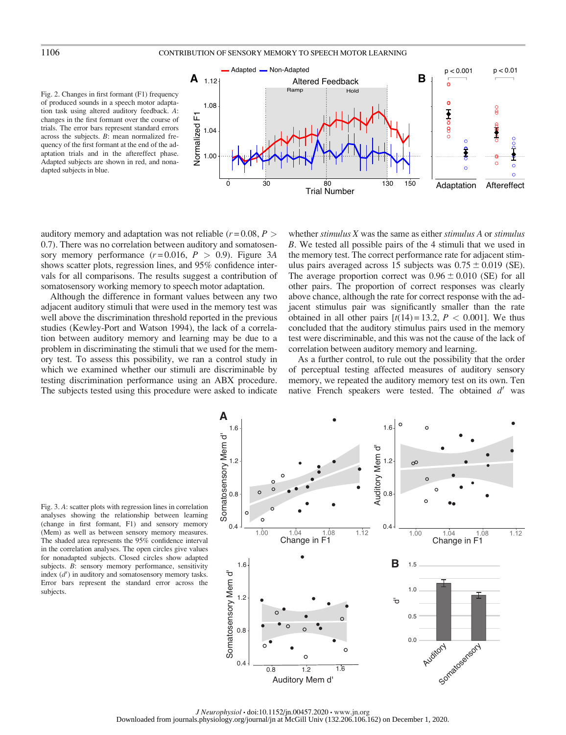Fig. 2. Changes in first formant (F1) frequency of produced sounds in a speech motor adaptation task using altered auditory feedback. *A*: changes in the first formant over the course of trials. The error bars represent standard errors across the subjects. *B*: mean normalized frequency of the first formant at the end of the adaptation trials and in the aftereffect phase. Adapted subjects are shown in red, and nonadapted subjects in blue.

auditory memory and adaptation was not reliable ($r = 0.08$, $P > 0.7$). There was no correlation between auditory and somatosensory memory performance ($r = 0.016$, $P > 0.9$). Figure 3*A* shows scatter plots, regression lines, and 95% confidence intervals for all comparisons. The results suggest a contribution of somatosensory working memory to speech motor adaptation.

Although the difference in formant values between any two adjacent auditory stimuli that were used in the memory test was well above the discrimination threshold reported in the previous studies (Kewley-Port and Watson 1994), the lack of a correlation between auditory memory and learning may be due to a problem in discriminating the stimuli that we used for the memory test. To assess this possibility, we ran a control study in which we examined whether our stimuli are discriminable by testing discrimination performance using an ABX procedure. The subjects tested using this procedure were asked to indicate whether *stimulus X* was the same as either *stimulus A* or *stimulus B*. We tested all possible pairs of the 4 stimuli that we used in the memory test. The correct performance rate for adjacent stimulus pairs averaged across 15 subjects was $0.75 \pm 0.019$ (SE). The average proportion correct was $0.96 \pm 0.010$ (SE) for all other pairs. The proportion of correct responses was clearly above chance, although the rate for correct response with the adjacent stimulus pair was significantly smaller than the rate obtained in all other pairs [$t(14) = 13.2$, $P < 0.001$]. We thus concluded that the auditory stimulus pairs used in the memory test were discriminable, and this was not the cause of the lack of correlation between auditory memory and learning.

As a further control, to rule out the possibility that the order of perceptual testing affected measures of auditory sensory memory, we repeated the auditory memory test on its own. Ten native French speakers were tested. The obtained $d'$ was

Fig. 3. *A*: scatter plots with regression lines in correlation analyses showing the relationship between learning (change in first formant, F1) and sensory memory (Mem) as well as between sensory memory measures. The shaded area represents the 95% confidence interval in the correlation analyses. The open circles give values for nonadapted subjects. Closed circles show adapted subjects. *B*: sensory memory performance, sensitivity index ($d'$) in auditory and somatosensory memory tasks. Error bars represent the standard error across the subjects.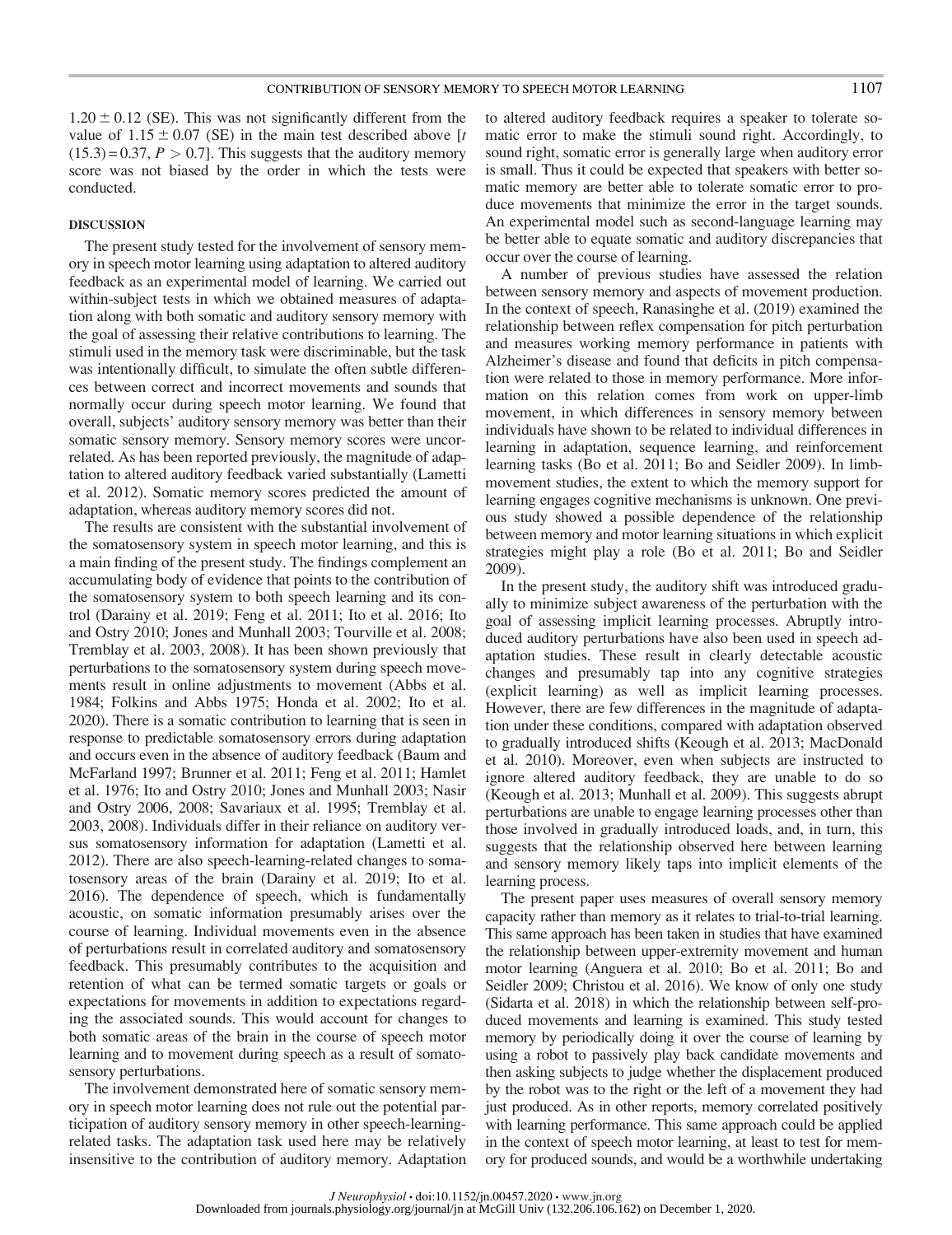$1.20 \pm 0.12$ (SE). This was not significantly different from the value of $1.15 \pm 0.07$ (SE) in the main test described above [$t$ $(15.3) = 0.37$, $P > 0.7$]. This suggests that the auditory memory score was not biased by the order in which the tests were conducted.

## DISCUSSION

The present study tested for the involvement of sensory memory in speech motor learning using adaptation to altered auditory feedback as an experimental model of learning. We carried out within-subject tests in which we obtained measures of adaptation along with both somatic and auditory sensory memory with the goal of assessing their relative contributions to learning. The stimuli used in the memory task were discriminable, but the task was intentionally difficult, to simulate the often subtle differences between correct and incorrect movements and sounds that normally occur during speech motor learning. We found that overall, subjects' auditory sensory memory was better than their somatic sensory memory. Sensory memory scores were uncorrelated. As has been reported previously, the magnitude of adaptation to altered auditory feedback varied substantially (Lametti et al. 2012). Somatic memory scores predicted the amount of adaptation, whereas auditory memory scores did not.

The results are consistent with the substantial involvement of the somatosensory system in speech motor learning, and this is a main finding of the present study. The findings complement an accumulating body of evidence that points to the contribution of the somatosensory system to both speech learning and its control (Darainy et al. 2019; Feng et al. 2011; Ito et al. 2016; Ito and Ostry 2010; Jones and Munhall 2003; Tourville et al. 2008; Tremblay et al. 2003, 2008). It has been shown previously that perturbations to the somatosensory system during speech movements result in online adjustments to movement (Abbs et al. 1984; Folkins and Abbs 1975; Honda et al. 2002; Ito et al. 2020). There is a somatic contribution to learning that is seen in response to predictable somatosensory errors during adaptation and occurs even in the absence of auditory feedback (Baum and McFarland 1997; Brunner et al. 2011; Feng et al. 2011; Hamlet et al. 1976; Ito and Ostry 2010; Jones and Munhall 2003; Nasir and Ostry 2006, 2008; Savariaux et al. 1995; Tremblay et al. 2003, 2008). Individuals differ in their reliance on auditory versus somatosensory information for adaptation (Lametti et al. 2012). There are also speech-learning-related changes to somatosensory areas of the brain (Darainy et al. 2019; Ito et al. 2016). The dependence of speech, which is fundamentally acoustic, on somatic information presumably arises over the course of learning. Individual movements even in the absence of perturbations result in correlated auditory and somatosensory feedback. This presumably contributes to the acquisition and retention of what can be termed somatic targets or goals or expectations for movements in addition to expectations regarding the associated sounds. This would account for changes to both somatic areas of the brain in the course of speech motor learning and to movement during speech as a result of somatosensory perturbations.

The involvement demonstrated here of somatic sensory memory in speech motor learning does not rule out the potential participation of auditory sensory memory in other speech-learning-related tasks. The adaptation task used here may be relatively insensitive to the contribution of auditory memory. Adaptation to altered auditory feedback requires a speaker to tolerate somatic error to make the stimuli sound right. Accordingly, to sound right, somatic error is generally large when auditory error is small. Thus it could be expected that speakers with better somatic memory are better able to tolerate somatic error to produce movements that minimize the error in the target sounds. An experimental model such as second-language learning may be better able to equate somatic and auditory discrepancies that occur over the course of learning.

A number of previous studies have assessed the relation between sensory memory and aspects of movement production. In the context of speech, Ranasinghe et al. (2019) examined the relationship between reflex compensation for pitch perturbation and measures working memory performance in patients with Alzheimer's disease and found that deficits in pitch compensation were related to those in memory performance. More information on this relation comes from work on upper-limb movement, in which differences in sensory memory between individuals have shown to be related to individual differences in learning in adaptation, sequence learning, and reinforcement learning tasks (Bo et al. 2011; Bo and Seidler 2009). In limb-movement studies, the extent to which the memory support for learning engages cognitive mechanisms is unknown. One previous study showed a possible dependence of the relationship between memory and motor learning situations in which explicit strategies might play a role (Bo et al. 2011; Bo and Seidler 2009).

In the present study, the auditory shift was introduced gradually to minimize subject awareness of the perturbation with the goal of assessing implicit learning processes. Abruptly introduced auditory perturbations have also been used in speech adaptation studies. These result in clearly detectable acoustic changes and presumably tap into any cognitive strategies (explicit learning) as well as implicit learning processes. However, there are few differences in the magnitude of adaptation under these conditions, compared with adaptation observed to gradually introduced shifts (Keough et al. 2013; MacDonald et al. 2010). Moreover, even when subjects are instructed to ignore altered auditory feedback, they are unable to do so (Keough et al. 2013; Munhall et al. 2009). This suggests abrupt perturbations are unable to engage learning processes other than those involved in gradually introduced loads, and, in turn, this suggests that the relationship observed here between learning and sensory memory likely taps into implicit elements of the learning process.

The present paper uses measures of overall sensory memory capacity rather than memory as it relates to trial-to-trial learning. This same approach has been taken in studies that have examined the relationship between upper-extremity movement and human motor learning (Anguera et al. 2010; Bo et al. 2011; Bo and Seidler 2009; Christou et al. 2016). We know of only one study (Sidarta et al. 2018) in which the relationship between self-produced movements and learning is examined. This study tested memory by periodically doing it over the course of learning by using a robot to passively play back candidate movements and then asking subjects to judge whether the displacement produced by the robot was to the right or the left of a movement they had just produced. As in other reports, memory correlated positively with learning performance. This same approach could be applied in the context of speech motor learning, at least to test for memory for produced sounds, and would be a worthwhile undertaking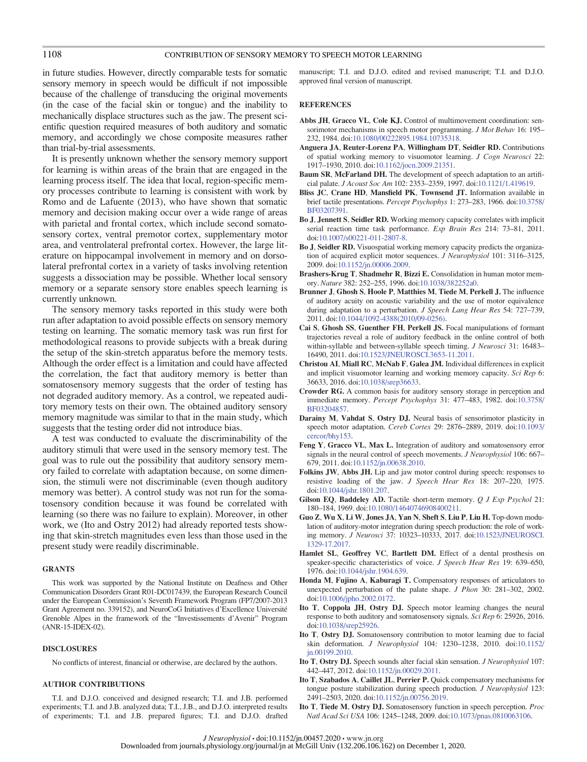in future studies. However, directly comparable tests for somatic sensory memory in speech would be difficult if not impossible because of the challenge of transducing the original movements (in the case of the facial skin or tongue) and the inability to mechanically displace structures such as the jaw. The present scientific question required measures of both auditory and somatic memory, and accordingly we chose composite measures rather than trial-by-trial assessments.

It is presently unknown whether the sensory memory support for learning is within areas of the brain that are engaged in the learning process itself. The idea that local, region-specific memory processes contribute to learning is consistent with work by Romo and de Lafuente (2013), who have shown that somatic memory and decision making occur over a wide range of areas with parietal and frontal cortex, which include second somatosensory cortex, ventral premotor cortex, supplementary motor area, and ventrolateral prefrontal cortex. However, the large literature on hippocampal involvement in memory and on dorsolateral prefrontal cortex in a variety of tasks involving retention suggests a dissociation may be possible. Whether local sensory memory or a separate sensory store enables speech learning is currently unknown.

The sensory memory tasks reported in this study were both run after adaptation to avoid possible effects on sensory memory testing on learning. The somatic memory task was run first for methodological reasons to provide subjects with a break during the setup of the skin-stretch apparatus before the memory tests. Although the order effect is a limitation and could have affected the correlation, the fact that auditory memory is better than somatosensory memory suggests that the order of testing has not degraded auditory memory. As a control, we repeated auditory memory tests on their own. The obtained auditory sensory memory magnitude was similar to that in the main study, which suggests that the testing order did not introduce bias.

A test was conducted to evaluate the discriminability of the auditory stimuli that were used in the sensory memory test. The goal was to rule out the possibility that auditory sensory memory failed to correlate with adaptation because, on some dimension, the stimuli were not discriminable (even though auditory memory was better). A control study was not run for the somatosensory condition because it was found be correlated with learning (so there was no failure to explain). Moreover, in other work, we (Ito and Ostry 2012) had already reported tests showing that skin-stretch magnitudes even less than those used in the present study were readily discriminable.

## GRANTS

This work was supported by the National Institute on Deafness and Other Communication Disorders Grant R01-DC017439, the European Research Council under the European Commission's Seventh Framework Program (FP7/2007-2013 Grant Agreement no. 339152), and NeuroCoG Initiatives d'Excellence Université Grenoble Alpes in the framework of the "Investissements d'Avenir" Program (ANR-15-IDEX-02).

## DISCLOSURES

No conflicts of interest, financial or otherwise, are declared by the authors.

## AUTHOR CONTRIBUTIONS

T.I. and D.J.O. conceived and designed research; T.I. and J.B. performed experiments; T.I. and J.B. analyzed data; T.I., J.B., and D.J.O. interpreted results of experiments; T.I. and J.B. prepared figures; T.I. and D.J.O. drafted manuscript; T.I. and D.J.O. edited and revised manuscript; T.I. and D.J.O. approved final version of manuscript.

## REFERENCES

**Abbs JH, Gracco VL, Cole KJ.** Control of multimovement coordination: sensorimotor mechanisms in speech motor programming. *J Mot Behav* 16: 195–232, 1984. doi:10.1080/00222895.1984.10735318.

**Anguera JA, Reuter-Lorenz PA, Willingham DT, Seidler RD.** Contributions of spatial working memory to visuomotor learning. *J Cogn Neurosci* 22: 1917–1930, 2010. doi:10.1162/jocn.2009.21351.

**Baum SR, McFarland DH.** The development of speech adaptation to an artificial palate. *J Acoust Soc Am* 102: 2353–2359, 1997. doi:10.1121/1.419619.

**Bliss JC, Crane HD, Mansfield PK, Townsend JT.** Information available in brief tactile presentations. *Percept Psychophys* 1: 273–283, 1966. doi:10.3758/BF03207391.

**Bo J, Jennett S, Seidler RD.** Working memory capacity correlates with implicit serial reaction time task performance. *Exp Brain Res* 214: 73–81, 2011. doi:10.1007/s00221-011-2807-8.

**Bo J, Seidler RD.** Visuospatial working memory capacity predicts the organization of acquired explicit motor sequences. *J Neurophysiol* 101: 3116–3125, 2009. doi:10.1152/jn.00006.2009.

**Brashers-Krug T, Shadmehr R, Bizzi E.** Consolidation in human motor memory. *Nature* 382: 252–255, 1996. doi:10.1038/382252a0.

**Brunner J, Ghosh S, Hoole P, Matthies M, Tiede M, Perkell J.** The influence of auditory acuity on acoustic variability and the use of motor equivalence during adaptation to a perturbation. *J Speech Lang Hear Res* 54: 727–739, 2011. doi:10.1044/1092-4388(2010/09-0256).

**Cai S, Ghosh SS, Guenther FH, Perkell JS.** Focal manipulations of formant trajectories reveal a role of auditory feedback in the online control of both within-syllable and between-syllable speech timing. *J Neurosci* 31: 16483–16490, 2011. doi:10.1523/JNEUROSCI.3653-11.2011.

**Christou AI, Miall RC, McNab F, Galea JM.** Individual differences in explicit and implicit visuomotor learning and working memory capacity. *Sci Rep* 6: 36633, 2016. doi:10.1038/srep36633.

**Crowder RG.** A common basis for auditory sensory storage in perception and immediate memory. *Percept Psychophys* 31: 477–483, 1982. doi:10.3758/BF03204857.

**Darainy M, Vahdat S, Ostry DJ.** Neural basis of sensorimotor plasticity in speech motor adaptation. *Cereb Cortex* 29: 2876–2889, 2019. doi:10.1093/cercor/bhy153.

**Feng Y, Gracco VL, Max L.** Integration of auditory and somatosensory error signals in the neural control of speech movements. *J Neurophysiol* 106: 667–679, 2011. doi:10.1152/jn.00638.2010.

**Folkins JW, Abbs JH.** Lip and jaw motor control during speech: responses to resistive loading of the jaw. *J Speech Hear Res* 18: 207–220, 1975. doi:10.1044/jshr.1801.207.

**Gilson EQ, Baddeley AD.** Tactile short-term memory. *Q J Exp Psychol* 21: 180–184, 1969. doi:10.1080/14640746908400211.

**Guo Z, Wu X, Li W, Jones JA, Yan N, Sheft S, Liu P, Liu H.** Top-down modulation of auditory-motor integration during speech production: the role of working memory. *J Neurosci* 37: 10323–10333, 2017. doi:10.1523/JNEUROSCI.1329-17.2017.

**Hamlet SL, Geoffrey VC, Bartlett DM.** Effect of a dental prosthesis on speaker-specific characteristics of voice. *J Speech Hear Res* 19: 639–650, 1976. doi:10.1044/jshr.1904.639.

**Honda M, Fujino A, Kaburagi T.** Compensatory responses of articulators to unexpected perturbation of the palate shape. *J Phon* 30: 281–302, 2002. doi:10.1006/jpho.2002.0172.

**Ito T, Coppola JH, Ostry DJ.** Speech motor learning changes the neural response to both auditory and somatosensory signals. *Sci Rep* 6: 25926, 2016. doi:10.1038/srep25926.

**Ito T, Ostry DJ.** Somatosensory contribution to motor learning due to facial skin deformation. *J Neurophysiol* 104: 1230–1238, 2010. doi:10.1152/jn.00199.2010.

**Ito T, Ostry DJ.** Speech sounds alter facial skin sensation. *J Neurophysiol* 107: 442–447, 2012. doi:10.1152/jn.00029.2011.

**Ito T, Szabados A, Caillet JL, Perrier P.** Quick compensatory mechanisms for tongue posture stabilization during speech production. *J Neurophysiol* 123: 2491–2503, 2020. doi:10.1152/jn.00756.2019.

**Ito T, Tiede M, Ostry DJ.** Somatosensory function in speech perception. *Proc Natl Acad Sci USA* 106: 1245–1248, 2009. doi:10.1073/pnas.0810063106.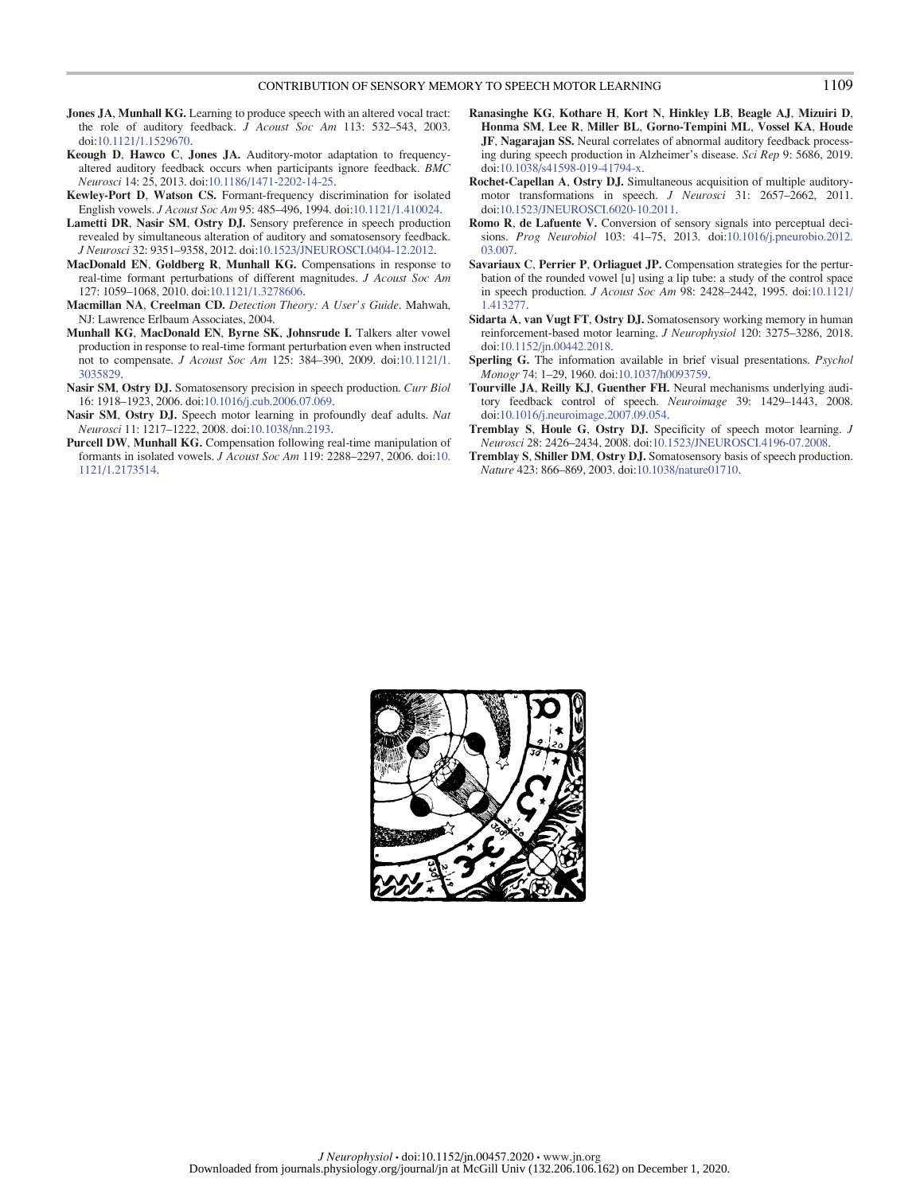**Jones JA**, **Munhall KG.** Learning to produce speech with an altered vocal tract: the role of auditory feedback. *J Acoust Soc Am* 113: 532–543, 2003. doi:10.1121/1.1529670.

**Keough D**, **Hawco C**, **Jones JA.** Auditory-motor adaptation to frequency-altered auditory feedback occurs when participants ignore feedback. *BMC Neurosci* 14: 25, 2013. doi:10.1186/1471-2202-14-25.

**Kewley-Port D**, **Watson CS.** Formant-frequency discrimination for isolated English vowels. *J Acoust Soc Am* 95: 485–496, 1994. doi:10.1121/1.410024.

**Lametti DR**, **Nasir SM**, **Ostry DJ.** Sensory preference in speech production revealed by simultaneous alteration of auditory and somatosensory feedback. *J Neurosci* 32: 9351–9358, 2012. doi:10.1523/JNEUROSCI.0404-12.2012.

**MacDonald EN**, **Goldberg R**, **Munhall KG.** Compensations in response to real-time formant perturbations of different magnitudes. *J Acoust Soc Am* 127: 1059–1068, 2010. doi:10.1121/1.3278606.

**Macmillan NA**, **Creelman CD.** *Detection Theory: A User's Guide*. Mahwah, NJ: Lawrence Erlbaum Associates, 2004.

**Munhall KG**, **MacDonald EN**, **Byrne SK**, **Johnsrude I.** Talkers alter vowel production in response to real-time formant perturbation even when instructed not to compensate. *J Acoust Soc Am* 125: 384–390, 2009. doi:10.1121/1.3035829.

**Nasir SM**, **Ostry DJ.** Somatosensory precision in speech production. *Curr Biol* 16: 1918–1923, 2006. doi:10.1016/j.cub.2006.07.069.

**Nasir SM**, **Ostry DJ.** Speech motor learning in profoundly deaf adults. *Nat Neurosci* 11: 1217–1222, 2008. doi:10.1038/nn.2193.

**Purcell DW**, **Munhall KG.** Compensation following real-time manipulation of formants in isolated vowels. *J Acoust Soc Am* 119: 2288–2297, 2006. doi:10.1121/1.2173514.

**Ranasinghe KG**, **Kothare H**, **Kort N**, **Hinkley LB**, **Beagle AJ**, **Mizuiri D**, **Honma SM**, **Lee R**, **Miller BL**, **Gorno-Tempini ML**, **Vossel KA**, **Houde JF**, **Nagarajan SS.** Neural correlates of abnormal auditory feedback processing during speech production in Alzheimer's disease. *Sci Rep* 9: 5686, 2019. doi:10.1038/s41598-019-41794-x.

**Rochet-Capellan A**, **Ostry DJ.** Simultaneous acquisition of multiple auditory-motor transformations in speech. *J Neurosci* 31: 2657–2662, 2011. doi:10.1523/JNEUROSCI.6020-10.2011.

**Romo R**, **de Lafuente V.** Conversion of sensory signals into perceptual decisions. *Prog Neurobiol* 103: 41–75, 2013. doi:10.1016/j.pneurobio.2012.03.007.

**Savariaux C**, **Perrier P**, **Orliaguet JP.** Compensation strategies for the perturbation of the rounded vowel [u] using a lip tube: a study of the control space in speech production. *J Acoust Soc Am* 98: 2428–2442, 1995. doi:10.1121/1.413277.

**Sidarta A**, **van Vugt FT**, **Ostry DJ.** Somatosensory working memory in human reinforcement-based motor learning. *J Neurophysiol* 120: 3275–3286, 2018. doi:10.1152/jn.00442.2018.

**Sperling G.** The information available in brief visual presentations. *Psychol Monogr* 74: 1–29, 1960. doi:10.1037/h0093759.

**Tourville JA**, **Reilly KJ**, **Guenther FH.** Neural mechanisms underlying auditory feedback control of speech. *Neuroimage* 39: 1429–1443, 2008. doi:10.1016/j.neuroimage.2007.09.054.

**Tremblay S**, **Houle G**, **Ostry DJ.** Specificity of speech motor learning. *J Neurosci* 28: 2426–2434, 2008. doi:10.1523/JNEUROSCI.4196-07.2008.

**Tremblay S**, **Shiller DM**, **Ostry DJ.** Somatosensory basis of speech production. *Nature* 423: 866–869, 2003. doi:10.1038/nature01710.